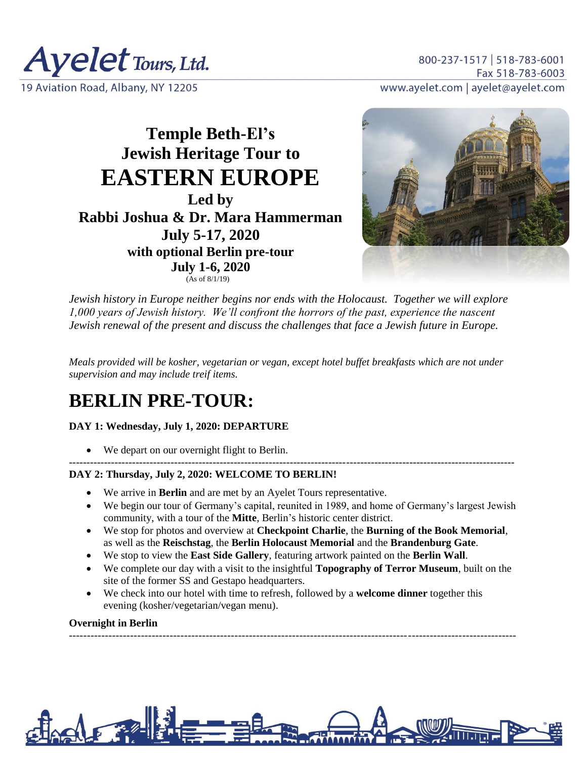Ayelet Tours, Ltd.
19 Aviation Road, Albany, NY 12205

800-237-1517 | 518-783-6001
Fax 518-783-6003
www.ayelet.com | ayelet@ayelet.com

# Temple Beth-El's Jewish Heritage Tour to EASTERN EUROPE

**Led by**
**Rabbi Joshua & Dr. Mara Hammerman**
**July 5-17, 2020**
**with optional Berlin pre-tour**
**July 1-6, 2020**
(As of 8/1/19)

*Jewish history in Europe neither begins nor ends with the Holocaust. Together we will explore 1,000 years of Jewish history. We'll confront the horrors of the past, experience the nascent Jewish renewal of the present and discuss the challenges that face a Jewish future in Europe.*

*Meals provided will be kosher, vegetarian or vegan, except hotel buffet breakfasts which are not under supervision and may include treif items.*

# BERLIN PRE-TOUR:

**DAY 1: Wednesday, July 1, 2020: DEPARTURE**

- We depart on our overnight flight to Berlin.

---

**DAY 2: Thursday, July 2, 2020: WELCOME TO BERLIN!**

- We arrive in **Berlin** and are met by an Ayelet Tours representative.
- We begin our tour of Germany's capital, reunited in 1989, and home of Germany's largest Jewish community, with a tour of the **Mitte**, Berlin's historic center district.
- We stop for photos and overview at **Checkpoint Charlie**, the **Burning of the Book Memorial**, as well as the **Reischstag**, the **Berlin Holocaust Memorial** and the **Brandenburg Gate**.
- We stop to view the **East Side Gallery**, featuring artwork painted on the **Berlin Wall**.
- We complete our day with a visit to the insightful **Topography of Terror Museum**, built on the site of the former SS and Gestapo headquarters.
- We check into our hotel with time to refresh, followed by a **welcome dinner** together this evening (kosher/vegetarian/vegan menu).

**Overnight in Berlin**

---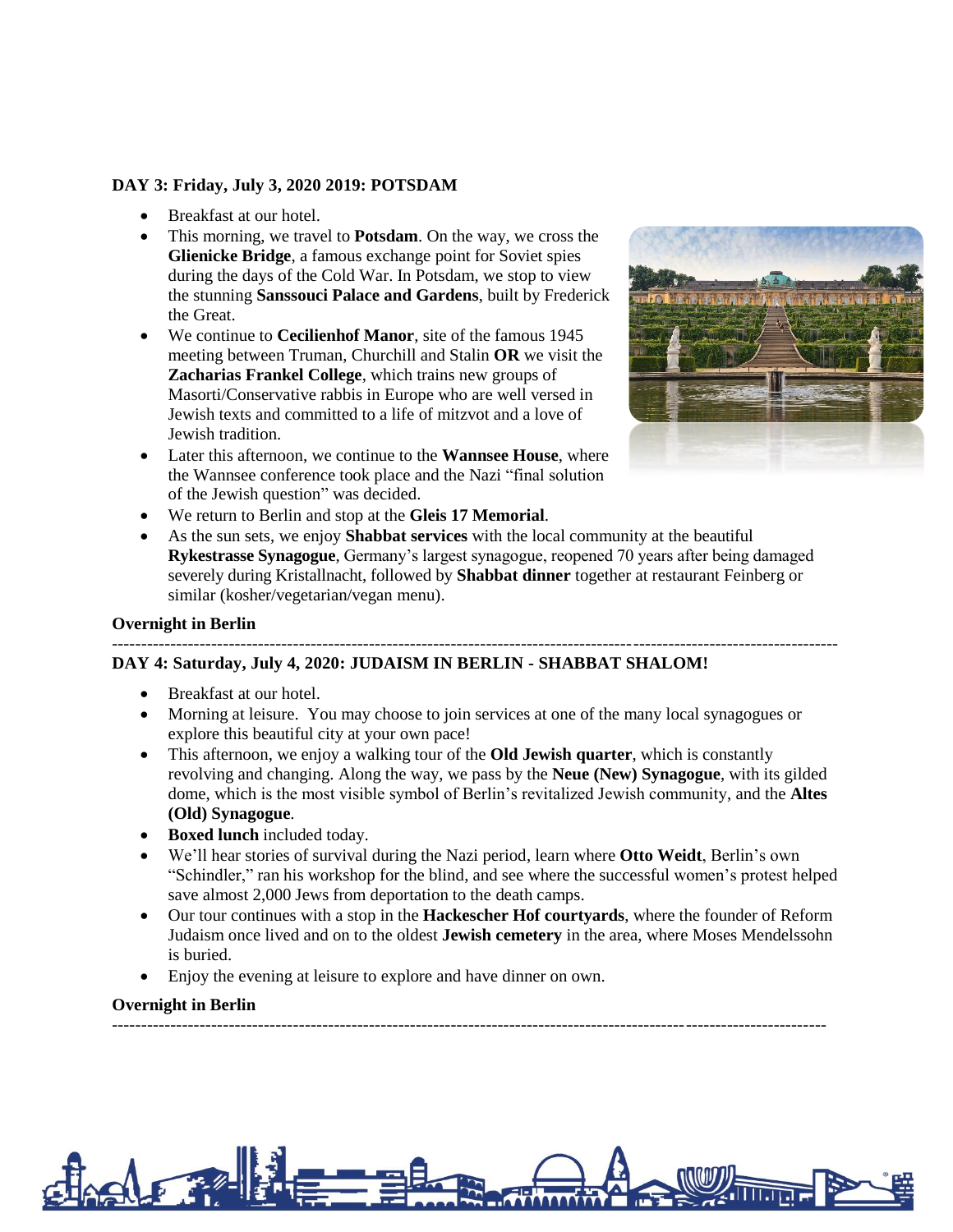**DAY 3: Friday, July 3, 2020 2019: POTSDAM**

- Breakfast at our hotel.
- This morning, we travel to **Potsdam**. On the way, we cross the **Glienicke Bridge**, a famous exchange point for Soviet spies during the days of the Cold War. In Potsdam, we stop to view the stunning **Sanssouci Palace and Gardens**, built by Frederick the Great.
- We continue to **Cecilienhof Manor**, site of the famous 1945 meeting between Truman, Churchill and Stalin **OR** we visit the **Zacharias Frankel College**, which trains new groups of Masorti/Conservative rabbis in Europe who are well versed in Jewish texts and committed to a life of mitzvot and a love of Jewish tradition.
- Later this afternoon, we continue to the **Wannsee House**, where the Wannsee conference took place and the Nazi "final solution of the Jewish question" was decided.
- We return to Berlin and stop at the **Gleis 17 Memorial**.
- As the sun sets, we enjoy **Shabbat services** with the local community at the beautiful **Rykestrasse Synagogue**, Germany's largest synagogue, reopened 70 years after being damaged severely during Kristallnacht, followed by **Shabbat dinner** together at restaurant Feinberg or similar (kosher/vegetarian/vegan menu).

**Overnight in Berlin**

---

**DAY 4: Saturday, July 4, 2020: JUDAISM IN BERLIN - SHABBAT SHALOM!**

- Breakfast at our hotel.
- Morning at leisure. You may choose to join services at one of the many local synagogues or explore this beautiful city at your own pace!
- This afternoon, we enjoy a walking tour of the **Old Jewish quarter**, which is constantly revolving and changing. Along the way, we pass by the **Neue (New) Synagogue**, with its gilded dome, which is the most visible symbol of Berlin's revitalized Jewish community, and the **Altes (Old) Synagogue**.
- **Boxed lunch** included today.
- We'll hear stories of survival during the Nazi period, learn where **Otto Weidt**, Berlin's own "Schindler," ran his workshop for the blind, and see where the successful women's protest helped save almost 2,000 Jews from deportation to the death camps.
- Our tour continues with a stop in the **Hackescher Hof courtyards**, where the founder of Reform Judaism once lived and on to the oldest **Jewish cemetery** in the area, where Moses Mendelssohn is buried.
- Enjoy the evening at leisure to explore and have dinner on own.

**Overnight in Berlin**

---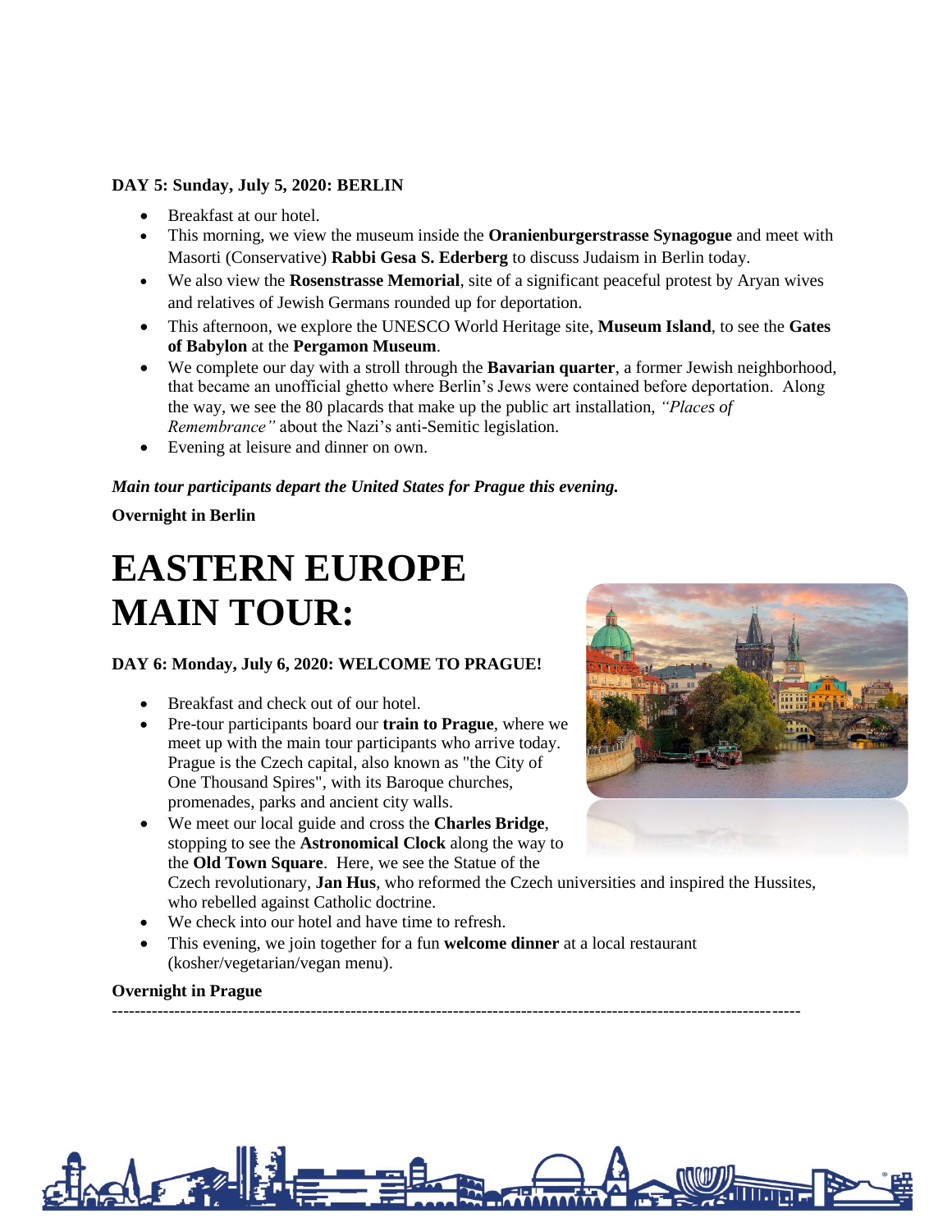**DAY 5: Sunday, July 5, 2020: BERLIN**

- Breakfast at our hotel.
- This morning, we view the museum inside the **Oranienburgerstrasse Synagogue** and meet with Masorti (Conservative) **Rabbi Gesa S. Ederberg** to discuss Judaism in Berlin today.
- We also view the **Rosenstrasse Memorial**, site of a significant peaceful protest by Aryan wives and relatives of Jewish Germans rounded up for deportation.
- This afternoon, we explore the UNESCO World Heritage site, **Museum Island**, to see the **Gates of Babylon** at the **Pergamon Museum**.
- We complete our day with a stroll through the **Bavarian quarter**, a former Jewish neighborhood, that became an unofficial ghetto where Berlin's Jews were contained before deportation. Along the way, we see the 80 placards that make up the public art installation, *"Places of Remembrance"* about the Nazi's anti-Semitic legislation.
- Evening at leisure and dinner on own.

***Main tour participants depart the United States for Prague this evening.***

**Overnight in Berlin**

# EASTERN EUROPE MAIN TOUR:

**DAY 6: Monday, July 6, 2020: WELCOME TO PRAGUE!**

- Breakfast and check out of our hotel.
- Pre-tour participants board our **train to Prague**, where we meet up with the main tour participants who arrive today. Prague is the Czech capital, also known as "the City of One Thousand Spires", with its Baroque churches, promenades, parks and ancient city walls.
- We meet our local guide and cross the **Charles Bridge**, stopping to see the **Astronomical Clock** along the way to the **Old Town Square**. Here, we see the Statue of the Czech revolutionary, **Jan Hus**, who reformed the Czech universities and inspired the Hussites, who rebelled against Catholic doctrine.
- We check into our hotel and have time to refresh.
- This evening, we join together for a fun **welcome dinner** at a local restaurant (kosher/vegetarian/vegan menu).

**Overnight in Prague**

---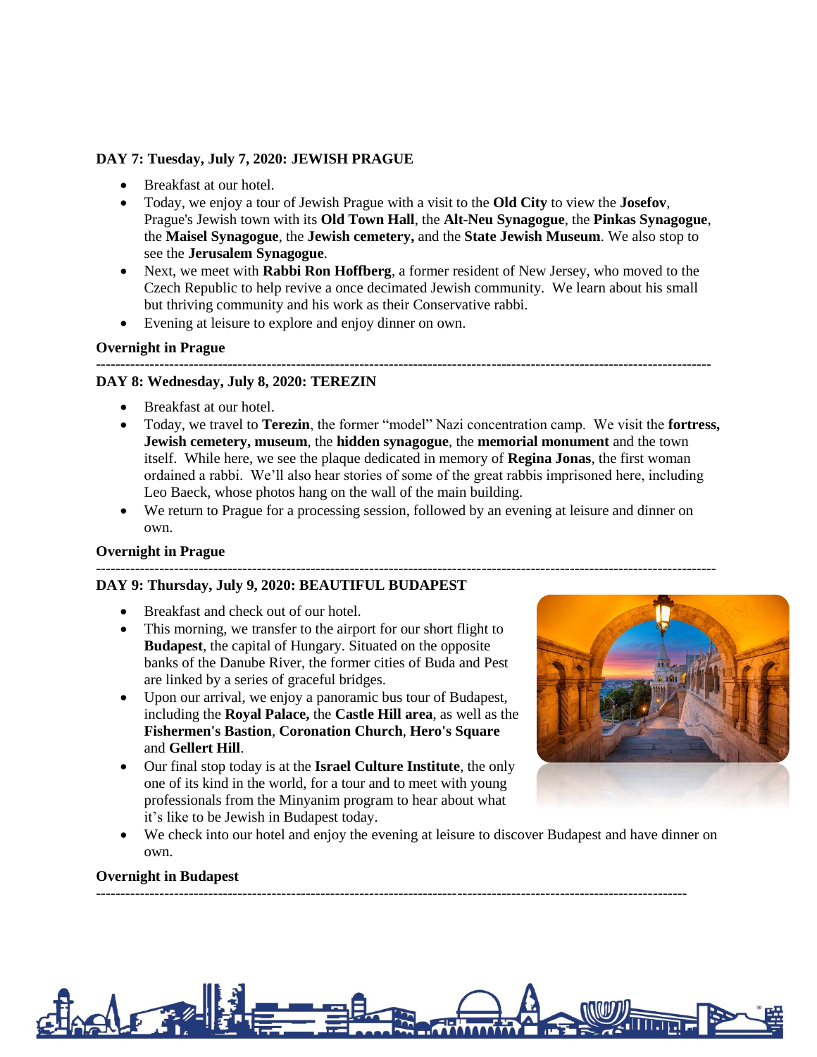**DAY 7: Tuesday, July 7, 2020: JEWISH PRAGUE**

- Breakfast at our hotel.
- Today, we enjoy a tour of Jewish Prague with a visit to the **Old City** to view the **Josefov**, Prague's Jewish town with its **Old Town Hall**, the **Alt-Neu Synagogue**, the **Pinkas Synagogue**, the **Maisel Synagogue**, the **Jewish cemetery,** and the **State Jewish Museum**. We also stop to see the **Jerusalem Synagogue**.
- Next, we meet with **Rabbi Ron Hoffberg**, a former resident of New Jersey, who moved to the Czech Republic to help revive a once decimated Jewish community. We learn about his small but thriving community and his work as their Conservative rabbi.
- Evening at leisure to explore and enjoy dinner on own.

**Overnight in Prague**

---

**DAY 8: Wednesday, July 8, 2020: TEREZIN**

- Breakfast at our hotel.
- Today, we travel to **Terezin**, the former "model" Nazi concentration camp. We visit the **fortress, Jewish cemetery, museum**, the **hidden synagogue**, the **memorial monument** and the town itself. While here, we see the plaque dedicated in memory of **Regina Jonas**, the first woman ordained a rabbi. We'll also hear stories of some of the great rabbis imprisoned here, including Leo Baeck, whose photos hang on the wall of the main building.
- We return to Prague for a processing session, followed by an evening at leisure and dinner on own.

**Overnight in Prague**

---

**DAY 9: Thursday, July 9, 2020: BEAUTIFUL BUDAPEST**

- Breakfast and check out of our hotel.
- This morning, we transfer to the airport for our short flight to **Budapest**, the capital of Hungary. Situated on the opposite banks of the Danube River, the former cities of Buda and Pest are linked by a series of graceful bridges.
- Upon our arrival, we enjoy a panoramic bus tour of Budapest, including the **Royal Palace,** the **Castle Hill area**, as well as the **Fishermen's Bastion**, **Coronation Church**, **Hero's Square** and **Gellert Hill**.
- Our final stop today is at the **Israel Culture Institute**, the only one of its kind in the world, for a tour and to meet with young professionals from the Minyanim program to hear about what it's like to be Jewish in Budapest today.
- We check into our hotel and enjoy the evening at leisure to discover Budapest and have dinner on own.

**Overnight in Budapest**

---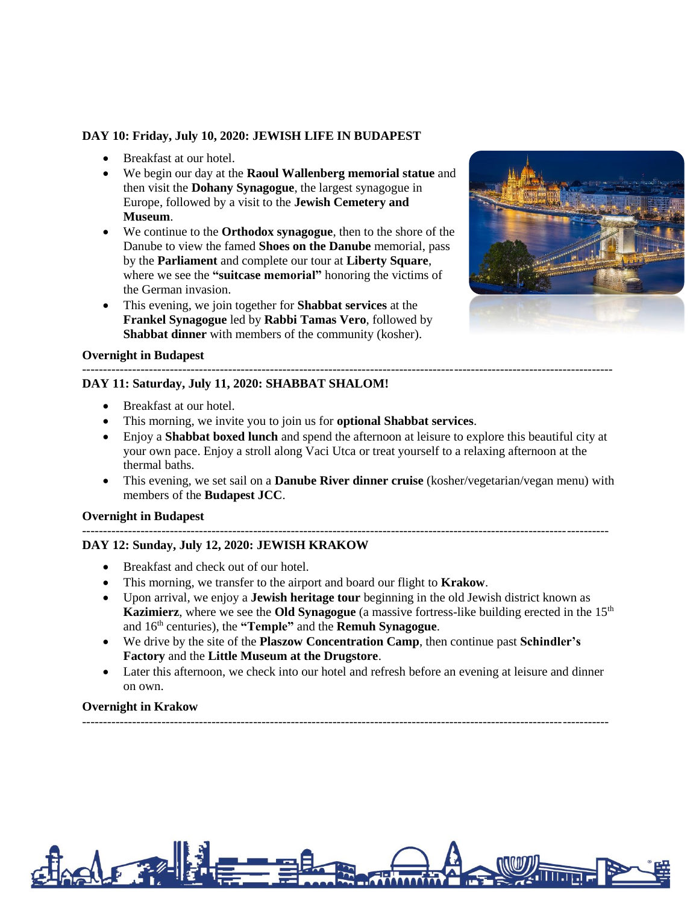**DAY 10: Friday, July 10, 2020: JEWISH LIFE IN BUDAPEST**

- Breakfast at our hotel.
- We begin our day at the **Raoul Wallenberg memorial statue** and then visit the **Dohany Synagogue**, the largest synagogue in Europe, followed by a visit to the **Jewish Cemetery and Museum**.
- We continue to the **Orthodox synagogue**, then to the shore of the Danube to view the famed **Shoes on the Danube** memorial, pass by the **Parliament** and complete our tour at **Liberty Square**, where we see the **"suitcase memorial"** honoring the victims of the German invasion.
- This evening, we join together for **Shabbat services** at the **Frankel Synagogue** led by **Rabbi Tamas Vero**, followed by **Shabbat dinner** with members of the community (kosher).

**Overnight in Budapest**

---

**DAY 11: Saturday, July 11, 2020: SHABBAT SHALOM!**

- Breakfast at our hotel.
- This morning, we invite you to join us for **optional Shabbat services**.
- Enjoy a **Shabbat boxed lunch** and spend the afternoon at leisure to explore this beautiful city at your own pace. Enjoy a stroll along Vaci Utca or treat yourself to a relaxing afternoon at the thermal baths.
- This evening, we set sail on a **Danube River dinner cruise** (kosher/vegetarian/vegan menu) with members of the **Budapest JCC**.

**Overnight in Budapest**

---

**DAY 12: Sunday, July 12, 2020: JEWISH KRAKOW**

- Breakfast and check out of our hotel.
- This morning, we transfer to the airport and board our flight to **Krakow**.
- Upon arrival, we enjoy a **Jewish heritage tour** beginning in the old Jewish district known as **Kazimierz**, where we see the **Old Synagogue** (a massive fortress-like building erected in the 15th and 16th centuries), the **"Temple"** and the **Remuh Synagogue**.
- We drive by the site of the **Plaszow Concentration Camp**, then continue past **Schindler's Factory** and the **Little Museum at the Drugstore**.
- Later this afternoon, we check into our hotel and refresh before an evening at leisure and dinner on own.

**Overnight in Krakow**

---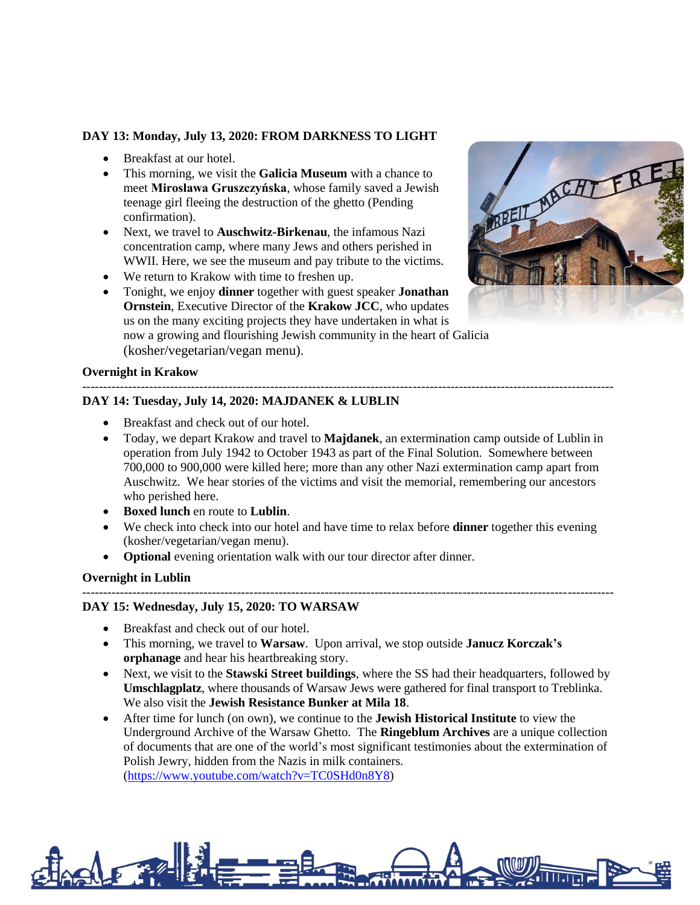**DAY 13: Monday, July 13, 2020: FROM DARKNESS TO LIGHT**

- Breakfast at our hotel.
- This morning, we visit the **Galicia Museum** with a chance to meet **Mirosława Gruszczyńska**, whose family saved a Jewish teenage girl fleeing the destruction of the ghetto (Pending confirmation).
- Next, we travel to **Auschwitz-Birkenau**, the infamous Nazi concentration camp, where many Jews and others perished in WWII. Here, we see the museum and pay tribute to the victims.
- We return to Krakow with time to freshen up.
- Tonight, we enjoy **dinner** together with guest speaker **Jonathan Ornstein**, Executive Director of the **Krakow JCC**, who updates us on the many exciting projects they have undertaken in what is now a growing and flourishing Jewish community in the heart of Galicia (kosher/vegetarian/vegan menu).

**Overnight in Krakow**

---

**DAY 14: Tuesday, July 14, 2020: MAJDANEK & LUBLIN**

- Breakfast and check out of our hotel.
- Today, we depart Krakow and travel to **Majdanek**, an extermination camp outside of Lublin in operation from July 1942 to October 1943 as part of the Final Solution. Somewhere between 700,000 to 900,000 were killed here; more than any other Nazi extermination camp apart from Auschwitz. We hear stories of the victims and visit the memorial, remembering our ancestors who perished here.
- **Boxed lunch** en route to **Lublin**.
- We check into check into our hotel and have time to relax before **dinner** together this evening (kosher/vegetarian/vegan menu).
- **Optional** evening orientation walk with our tour director after dinner.

**Overnight in Lublin**

---

**DAY 15: Wednesday, July 15, 2020: TO WARSAW**

- Breakfast and check out of our hotel.
- This morning, we travel to **Warsaw**. Upon arrival, we stop outside **Janucz Korczak's orphanage** and hear his heartbreaking story.
- Next, we visit to the **Stawski Street buildings**, where the SS had their headquarters, followed by **Umschlagplatz**, where thousands of Warsaw Jews were gathered for final transport to Treblinka. We also visit the **Jewish Resistance Bunker at Mila 18**.
- After time for lunch (on own), we continue to the **Jewish Historical Institute** to view the Underground Archive of the Warsaw Ghetto. The **Ringeblum Archives** are a unique collection of documents that are one of the world's most significant testimonies about the extermination of Polish Jewry, hidden from the Nazis in milk containers. (https://www.youtube.com/watch?v=TC0SHd0n8Y8)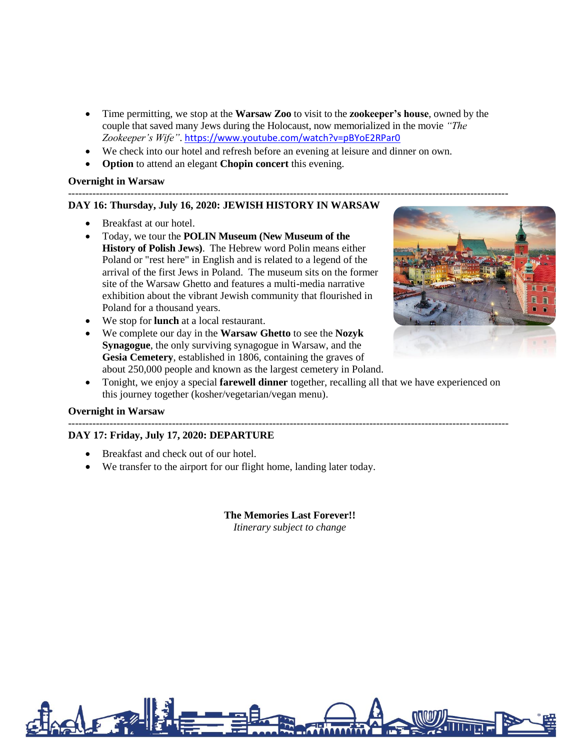- Time permitting, we stop at the **Warsaw Zoo** to visit to the **zookeeper's house**, owned by the couple that saved many Jews during the Holocaust, now memorialized in the movie *"The Zookeeper's Wife"*. https://www.youtube.com/watch?v=pBYoE2RPar0
- We check into our hotel and refresh before an evening at leisure and dinner on own.
- **Option** to attend an elegant **Chopin concert** this evening.

**Overnight in Warsaw**

---

**DAY 16: Thursday, July 16, 2020: JEWISH HISTORY IN WARSAW**

- Breakfast at our hotel.
- Today, we tour the **POLIN Museum (New Museum of the History of Polish Jews)**. The Hebrew word Polin means either Poland or "rest here" in English and is related to a legend of the arrival of the first Jews in Poland. The museum sits on the former site of the Warsaw Ghetto and features a multi-media narrative exhibition about the vibrant Jewish community that flourished in Poland for a thousand years.
- We stop for **lunch** at a local restaurant.
- We complete our day in the **Warsaw Ghetto** to see the **Nozyk Synagogue**, the only surviving synagogue in Warsaw, and the **Gesia Cemetery**, established in 1806, containing the graves of about 250,000 people and known as the largest cemetery in Poland.
- Tonight, we enjoy a special **farewell dinner** together, recalling all that we have experienced on this journey together (kosher/vegetarian/vegan menu).

**Overnight in Warsaw**

---

**DAY 17: Friday, July 17, 2020: DEPARTURE**

- Breakfast and check out of our hotel.
- We transfer to the airport for our flight home, landing later today.

**The Memories Last Forever!!**

*Itinerary subject to change*